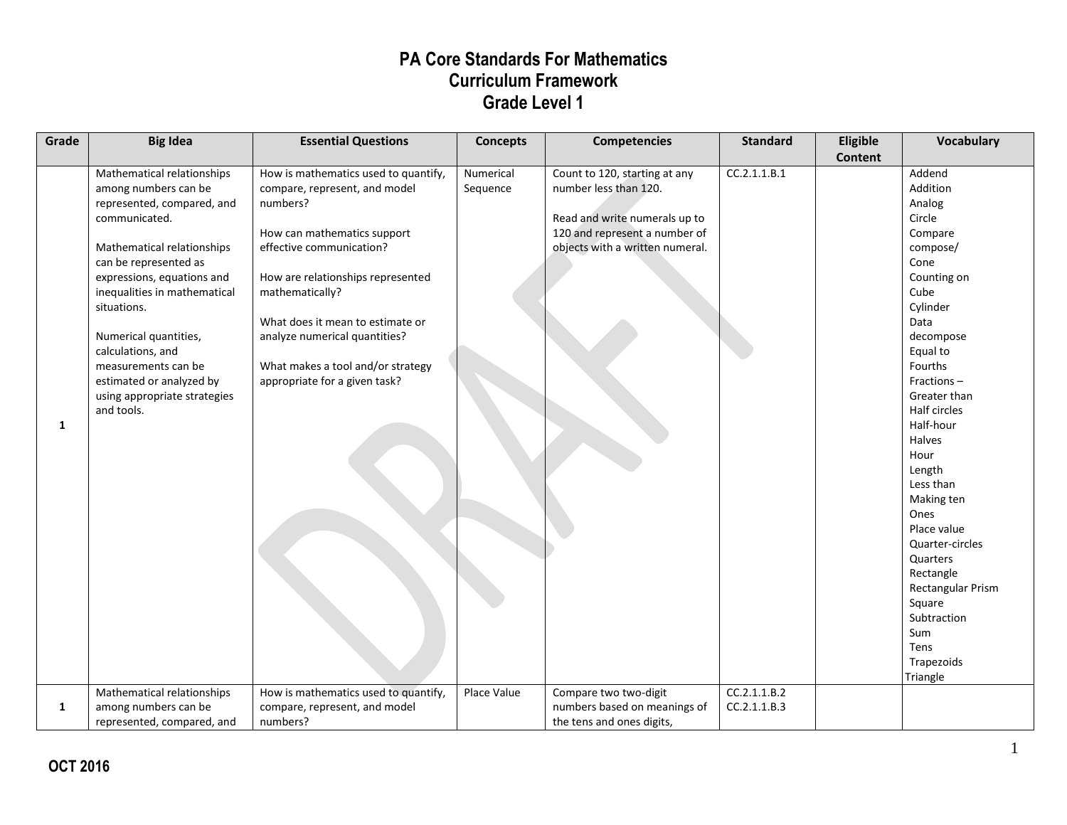# PA Core Standards For Mathematics
## Curriculum Framework
## Grade Level 1

| Grade | Big Idea | Essential Questions | Concepts | Competencies | Standard | Eligible Content | Vocabulary |
|---|---|---|---|---|---|---|---|
| 1 | Mathematical relationships among numbers can be represented, compared, and communicated.<br><br>Mathematical relationships can be represented as expressions, equations and inequalities in mathematical situations.<br><br>Numerical quantities, calculations, and measurements can be estimated or analyzed by using appropriate strategies and tools. | How is mathematics used to quantify, compare, represent, and model numbers?<br><br>How can mathematics support effective communication?<br><br>How are relationships represented mathematically?<br><br>What does it mean to estimate or analyze numerical quantities?<br><br>What makes a tool and/or strategy appropriate for a given task? | Numerical Sequence | Count to 120, starting at any number less than 120.<br><br>Read and write numerals up to 120 and represent a number of objects with a written numeral. | CC.2.1.1.B.1 | | Addend<br>Addition<br>Analog<br>Circle<br>Compare<br>compose/<br>Cone<br>Counting on<br>Cube<br>Cylinder<br>Data<br>decompose<br>Equal to<br>Fourths<br>Fractions –<br>Greater than<br>Half circles<br>Half-hour<br>Halves<br>Hour<br>Length<br>Less than<br>Making ten<br>Ones<br>Place value<br>Quarter-circles<br>Quarters<br>Rectangle<br>Rectangular Prism<br>Square<br>Subtraction<br>Sum<br>Tens<br>Trapezoids<br>Triangle |
| 1 | Mathematical relationships among numbers can be represented, compared, and | How is mathematics used to quantify, compare, represent, and model numbers? | Place Value | Compare two two-digit numbers based on meanings of the tens and ones digits, | CC.2.1.1.B.2<br>CC.2.1.1.B.3 | | |

OCT 2016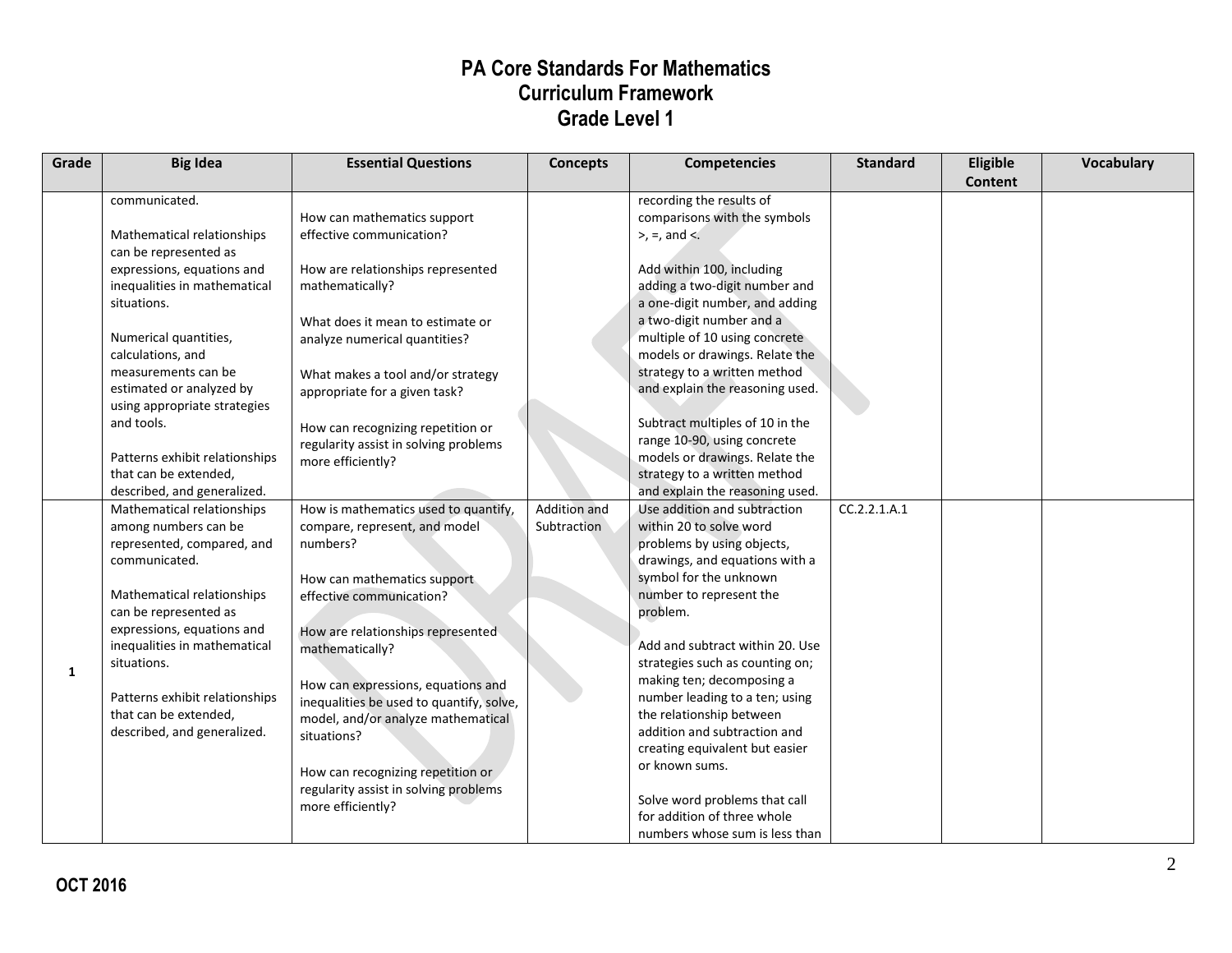# PA Core Standards For Mathematics
## Curriculum Framework
## Grade Level 1

| Grade | Big Idea | Essential Questions | Concepts | Competencies | Standard | Eligible Content | Vocabulary |
|---|---|---|---|---|---|---|---|
| | communicated.<br><br>Mathematical relationships can be represented as expressions, equations and inequalities in mathematical situations.<br><br>Numerical quantities, calculations, and measurements can be estimated or analyzed by using appropriate strategies and tools.<br><br>Patterns exhibit relationships that can be extended, described, and generalized. | How can mathematics support effective communication?<br><br>How are relationships represented mathematically?<br><br>What does it mean to estimate or analyze numerical quantities?<br><br>What makes a tool and/or strategy appropriate for a given task?<br><br>How can recognizing repetition or regularity assist in solving problems more efficiently? | | recording the results of comparisons with the symbols >, =, and <.<br><br>Add within 100, including adding a two-digit number and a one-digit number, and adding a two-digit number and a multiple of 10 using concrete models or drawings. Relate the strategy to a written method and explain the reasoning used.<br><br>Subtract multiples of 10 in the range 10-90, using concrete models or drawings. Relate the strategy to a written method and explain the reasoning used. | | | |
| 1 | Mathematical relationships among numbers can be represented, compared, and communicated.<br><br>Mathematical relationships can be represented as expressions, equations and inequalities in mathematical situations.<br><br>Patterns exhibit relationships that can be extended, described, and generalized. | How is mathematics used to quantify, compare, represent, and model numbers?<br><br>How can mathematics support effective communication?<br><br>How are relationships represented mathematically?<br><br>How can expressions, equations and inequalities be used to quantify, solve, model, and/or analyze mathematical situations?<br><br>How can recognizing repetition or regularity assist in solving problems more efficiently? | Addition and Subtraction | Use addition and subtraction within 20 to solve word problems by using objects, drawings, and equations with a symbol for the unknown number to represent the problem.<br><br>Add and subtract within 20. Use strategies such as counting on; making ten; decomposing a number leading to a ten; using the relationship between addition and subtraction and creating equivalent but easier or known sums.<br><br>Solve word problems that call for addition of three whole numbers whose sum is less than | CC.2.2.1.A.1 | | |

OCT 2016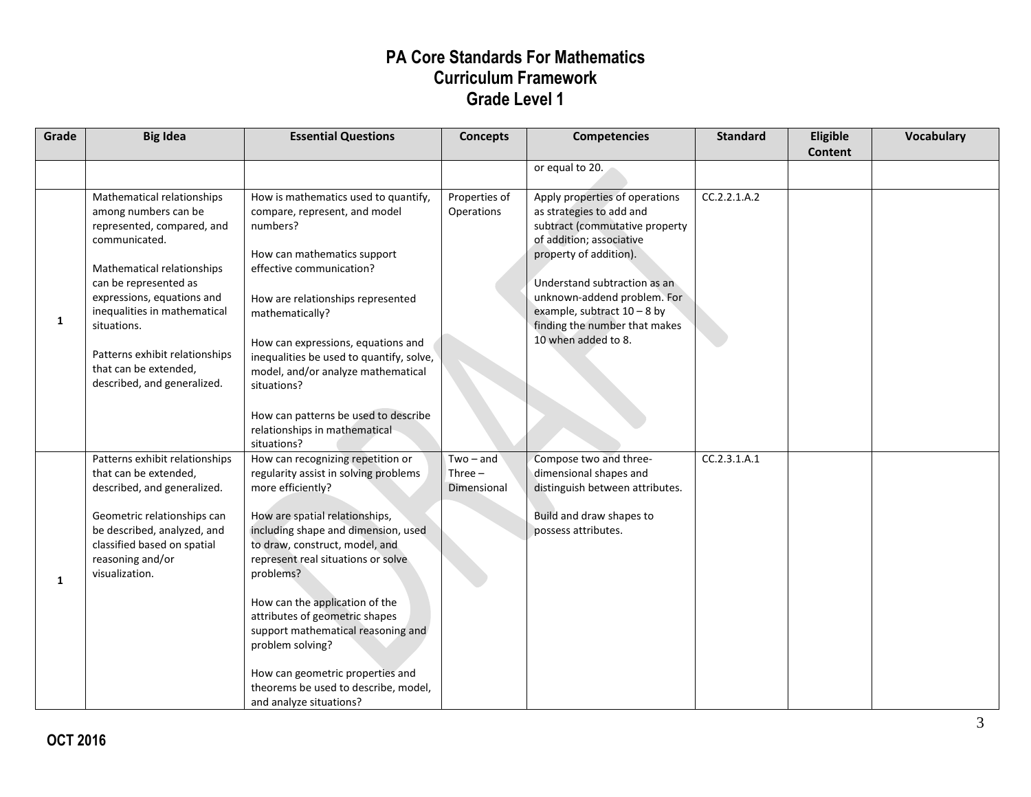# PA Core Standards For Mathematics
## Curriculum Framework
## Grade Level 1

| Grade | Big Idea | Essential Questions | Concepts | Competencies | Standard | Eligible Content | Vocabulary |
|---|---|---|---|---|---|---|---|
| | | | | or equal to 20. | | | |
| 1 | Mathematical relationships among numbers can be represented, compared, and communicated.<br><br>Mathematical relationships can be represented as expressions, equations and inequalities in mathematical situations.<br><br>Patterns exhibit relationships that can be extended, described, and generalized. | How is mathematics used to quantify, compare, represent, and model numbers?<br><br>How can mathematics support effective communication?<br><br>How are relationships represented mathematically?<br><br>How can expressions, equations and inequalities be used to quantify, solve, model, and/or analyze mathematical situations?<br><br>How can patterns be used to describe relationships in mathematical situations? | Properties of Operations | Apply properties of operations as strategies to add and subtract (commutative property of addition; associative property of addition).<br><br>Understand subtraction as an unknown-addend problem. For example, subtract 10 – 8 by finding the number that makes 10 when added to 8. | CC.2.2.1.A.2 | | |
| 1 | Patterns exhibit relationships that can be extended, described, and generalized.<br><br>Geometric relationships can be described, analyzed, and classified based on spatial reasoning and/or visualization. | How can recognizing repetition or regularity assist in solving problems more efficiently?<br><br>How are spatial relationships, including shape and dimension, used to draw, construct, model, and represent real situations or solve problems?<br><br>How can the application of the attributes of geometric shapes support mathematical reasoning and problem solving?<br><br>How can geometric properties and theorems be used to describe, model, and analyze situations? | Two – and Three – Dimensional | Compose two and three-dimensional shapes and distinguish between attributes.<br><br>Build and draw shapes to possess attributes. | CC.2.3.1.A.1 | | |

**OCT 2016**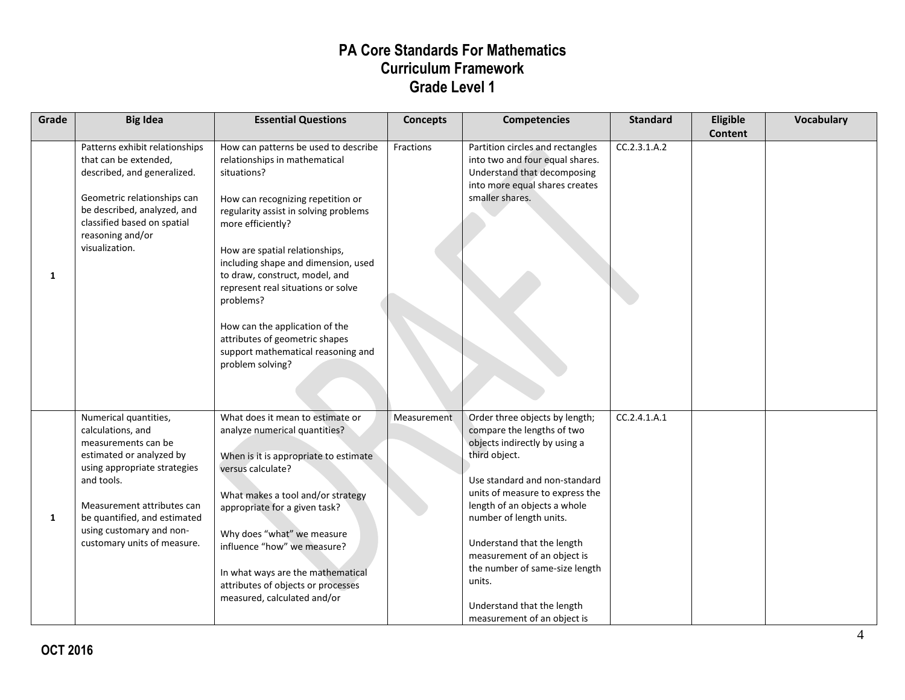# PA Core Standards For Mathematics
## Curriculum Framework
## Grade Level 1

| Grade | Big Idea | Essential Questions | Concepts | Competencies | Standard | Eligible Content | Vocabulary |
|---|---|---|---|---|---|---|---|
| 1 | Patterns exhibit relationships that can be extended, described, and generalized.<br><br>Geometric relationships can be described, analyzed, and classified based on spatial reasoning and/or visualization. | How can patterns be used to describe relationships in mathematical situations?<br><br>How can recognizing repetition or regularity assist in solving problems more efficiently?<br><br>How are spatial relationships, including shape and dimension, used to draw, construct, model, and represent real situations or solve problems?<br><br>How can the application of the attributes of geometric shapes support mathematical reasoning and problem solving? | Fractions | Partition circles and rectangles into two and four equal shares. Understand that decomposing into more equal shares creates smaller shares. | CC.2.3.1.A.2 | | |
| 1 | Numerical quantities, calculations, and measurements can be estimated or analyzed by using appropriate strategies and tools.<br><br>Measurement attributes can be quantified, and estimated using customary and non-customary units of measure. | What does it mean to estimate or analyze numerical quantities?<br><br>When is it is appropriate to estimate versus calculate?<br><br>What makes a tool and/or strategy appropriate for a given task?<br><br>Why does "what" we measure influence "how" we measure?<br><br>In what ways are the mathematical attributes of objects or processes measured, calculated and/or | Measurement | Order three objects by length; compare the lengths of two objects indirectly by using a third object.<br><br>Use standard and non-standard units of measure to express the length of an objects a whole number of length units.<br><br>Understand that the length measurement of an object is the number of same-size length units.<br><br>Understand that the length measurement of an object is | CC.2.4.1.A.1 | | |

**OCT 2016**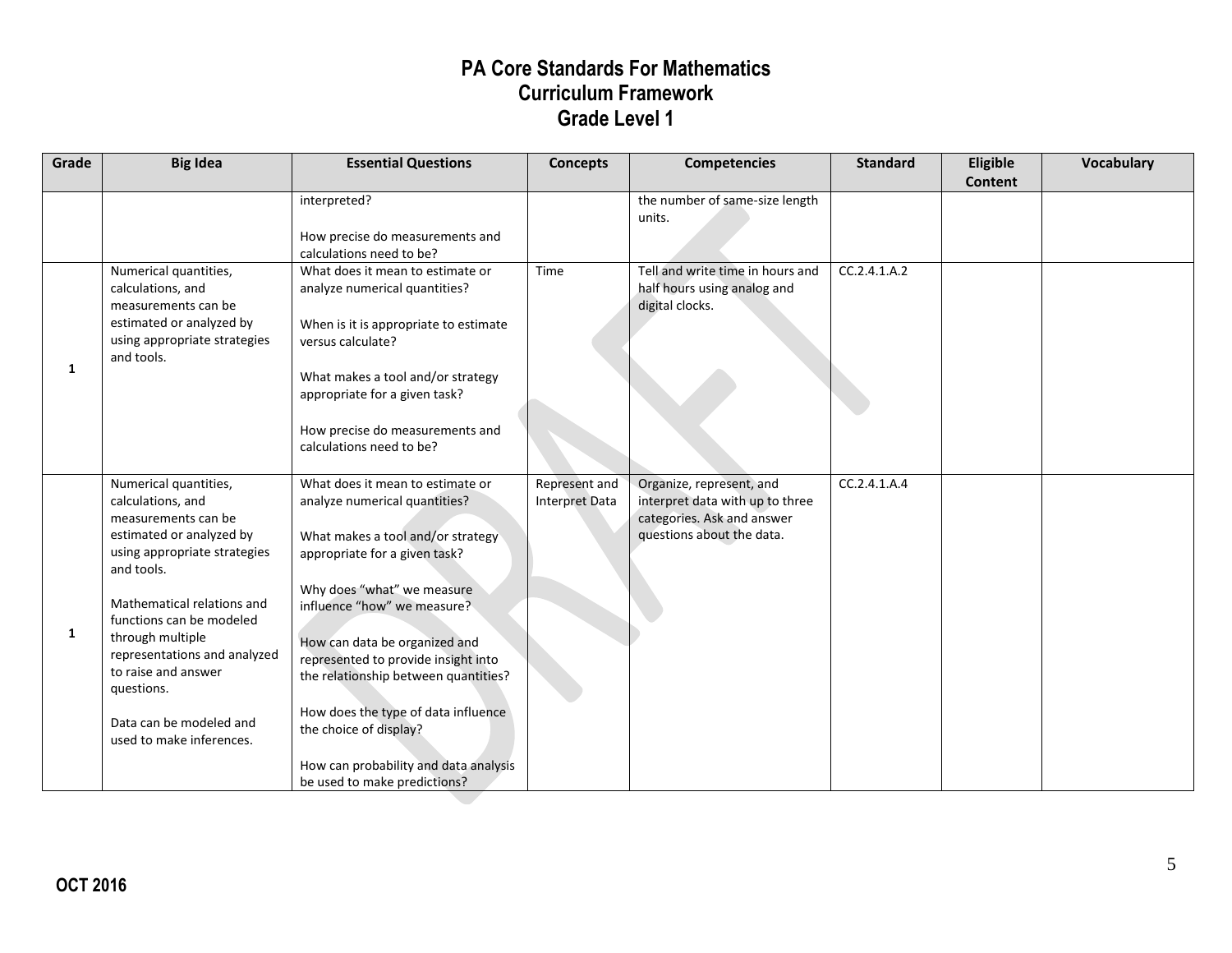# PA Core Standards For Mathematics
## Curriculum Framework
## Grade Level 1

| Grade | Big Idea | Essential Questions | Concepts | Competencies | Standard | Eligible Content | Vocabulary |
|---|---|---|---|---|---|---|---|
| | | interpreted?<br><br>How precise do measurements and calculations need to be? | | the number of same-size length units. | | | |
| 1 | Numerical quantities, calculations, and measurements can be estimated or analyzed by using appropriate strategies and tools. | What does it mean to estimate or analyze numerical quantities?<br><br>When is it is appropriate to estimate versus calculate?<br><br>What makes a tool and/or strategy appropriate for a given task?<br><br>How precise do measurements and calculations need to be? | Time | Tell and write time in hours and half hours using analog and digital clocks. | CC.2.4.1.A.2 | | |
| 1 | Numerical quantities, calculations, and measurements can be estimated or analyzed by using appropriate strategies and tools.<br><br>Mathematical relations and functions can be modeled through multiple representations and analyzed to raise and answer questions.<br><br>Data can be modeled and used to make inferences. | What does it mean to estimate or analyze numerical quantities?<br><br>What makes a tool and/or strategy appropriate for a given task?<br><br>Why does "what" we measure influence "how" we measure?<br><br>How can data be organized and represented to provide insight into the relationship between quantities?<br><br>How does the type of data influence the choice of display?<br><br>How can probability and data analysis be used to make predictions? | Represent and Interpret Data | Organize, represent, and interpret data with up to three categories. Ask and answer questions about the data. | CC.2.4.1.A.4 | | |

OCT 2016